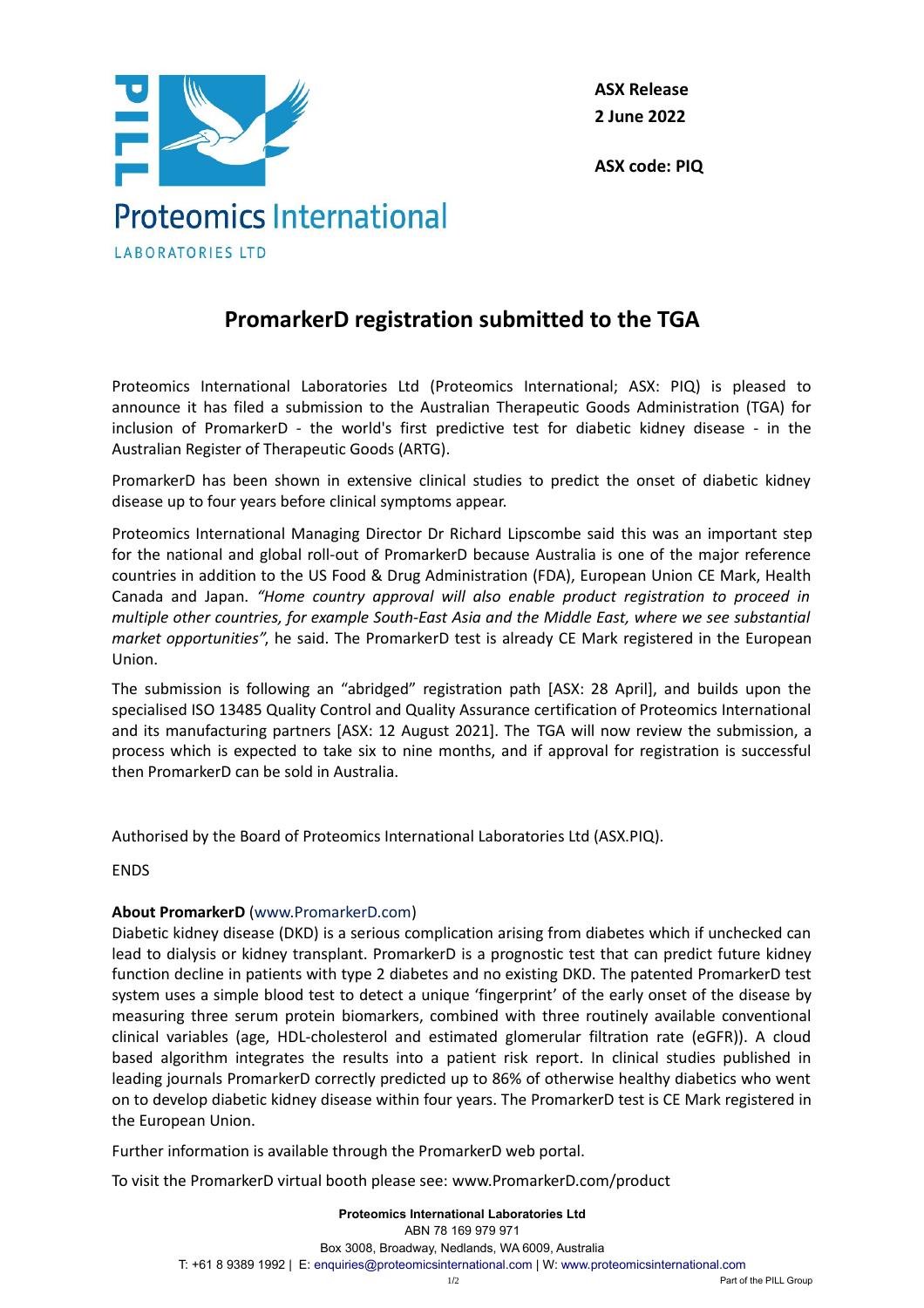**ASX Release**
**2 June 2022**

**ASX code: PIQ**

Proteomics International
LABORATORIES LTD

# PromarkerD registration submitted to the TGA

Proteomics International Laboratories Ltd (Proteomics International; ASX: PIQ) is pleased to announce it has filed a submission to the Australian Therapeutic Goods Administration (TGA) for inclusion of PromarkerD - the world's first predictive test for diabetic kidney disease - in the Australian Register of Therapeutic Goods (ARTG).

PromarkerD has been shown in extensive clinical studies to predict the onset of diabetic kidney disease up to four years before clinical symptoms appear.

Proteomics International Managing Director Dr Richard Lipscombe said this was an important step for the national and global roll-out of PromarkerD because Australia is one of the major reference countries in addition to the US Food & Drug Administration (FDA), European Union CE Mark, Health Canada and Japan. *"Home country approval will also enable product registration to proceed in multiple other countries, for example South-East Asia and the Middle East, where we see substantial market opportunities"*, he said. The PromarkerD test is already CE Mark registered in the European Union.

The submission is following an "abridged" registration path [ASX: 28 April], and builds upon the specialised ISO 13485 Quality Control and Quality Assurance certification of Proteomics International and its manufacturing partners [ASX: 12 August 2021]. The TGA will now review the submission, a process which is expected to take six to nine months, and if approval for registration is successful then PromarkerD can be sold in Australia.

Authorised by the Board of Proteomics International Laboratories Ltd (ASX.PIQ).

ENDS

**About PromarkerD** (www.PromarkerD.com)
Diabetic kidney disease (DKD) is a serious complication arising from diabetes which if unchecked can lead to dialysis or kidney transplant. PromarkerD is a prognostic test that can predict future kidney function decline in patients with type 2 diabetes and no existing DKD. The patented PromarkerD test system uses a simple blood test to detect a unique 'fingerprint' of the early onset of the disease by measuring three serum protein biomarkers, combined with three routinely available conventional clinical variables (age, HDL-cholesterol and estimated glomerular filtration rate (eGFR)). A cloud based algorithm integrates the results into a patient risk report. In clinical studies published in leading journals PromarkerD correctly predicted up to 86% of otherwise healthy diabetics who went on to develop diabetic kidney disease within four years. The PromarkerD test is CE Mark registered in the European Union.

Further information is available through the PromarkerD web portal.

To visit the PromarkerD virtual booth please see: www.PromarkerD.com/product

**Proteomics International Laboratories Ltd**
ABN 78 169 979 971
Box 3008, Broadway, Nedlands, WA 6009, Australia
T: +61 8 9389 1992 | E: enquiries@proteomicsinternational.com | W: www.proteomicsinternational.com
Part of the PILL Group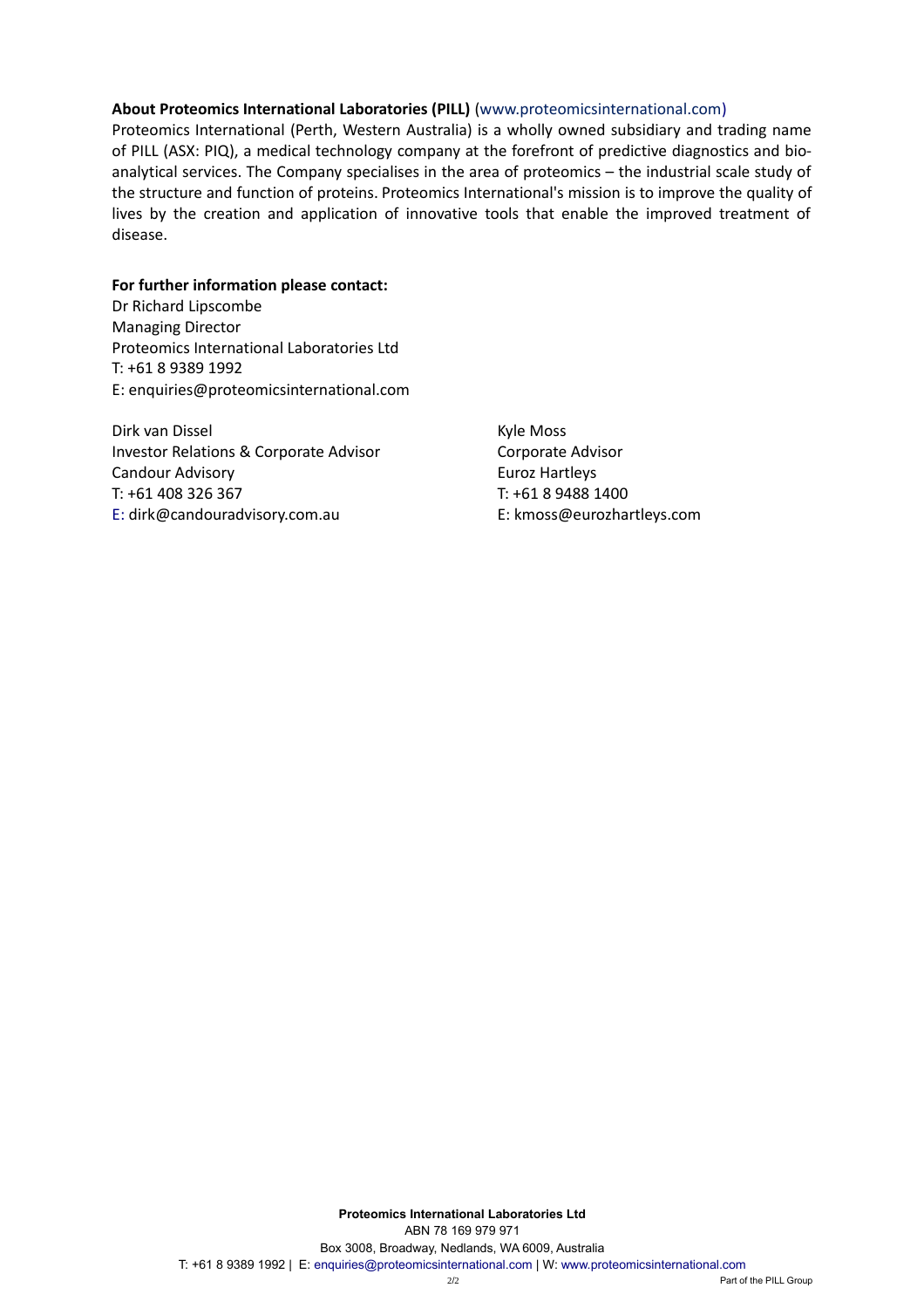**About Proteomics International Laboratories (PILL)** (www.proteomicsinternational.com)

Proteomics International (Perth, Western Australia) is a wholly owned subsidiary and trading name of PILL (ASX: PIQ), a medical technology company at the forefront of predictive diagnostics and bio-analytical services. The Company specialises in the area of proteomics – the industrial scale study of the structure and function of proteins. Proteomics International's mission is to improve the quality of lives by the creation and application of innovative tools that enable the improved treatment of disease.

**For further information please contact:**

Dr Richard Lipscombe
Managing Director
Proteomics International Laboratories Ltd
T: +61 8 9389 1992
E: enquiries@proteomicsinternational.com

Dirk van Dissel
Investor Relations & Corporate Advisor
Candour Advisory
T: +61 408 326 367
E: dirk@candouradvisory.com.au

Kyle Moss
Corporate Advisor
Euroz Hartleys
T: +61 8 9488 1400
E: kmoss@eurozhartleys.com

**Proteomics International Laboratories Ltd**
ABN 78 169 979 971
Box 3008, Broadway, Nedlands, WA 6009, Australia
T: +61 8 9389 1992 | E: enquiries@proteomicsinternational.com | W: www.proteomicsinternational.com
Part of the PILL Group